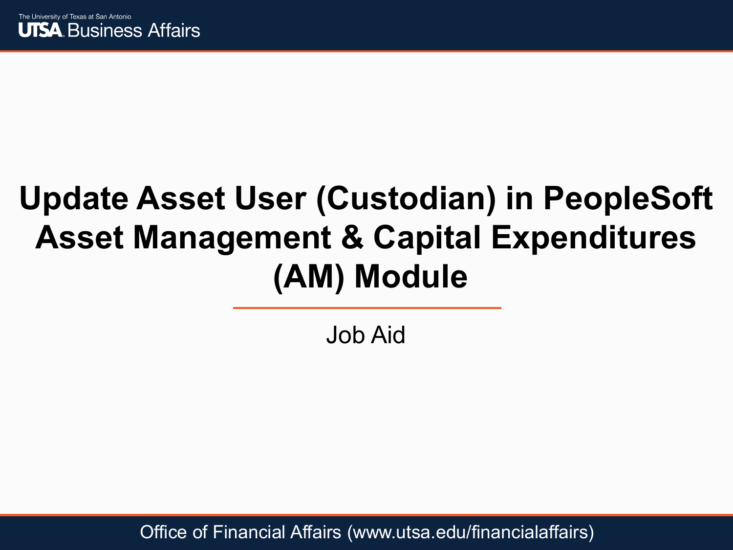# Update Asset User (Custodian) in PeopleSoft Asset Management & Capital Expenditures (AM) Module

Job Aid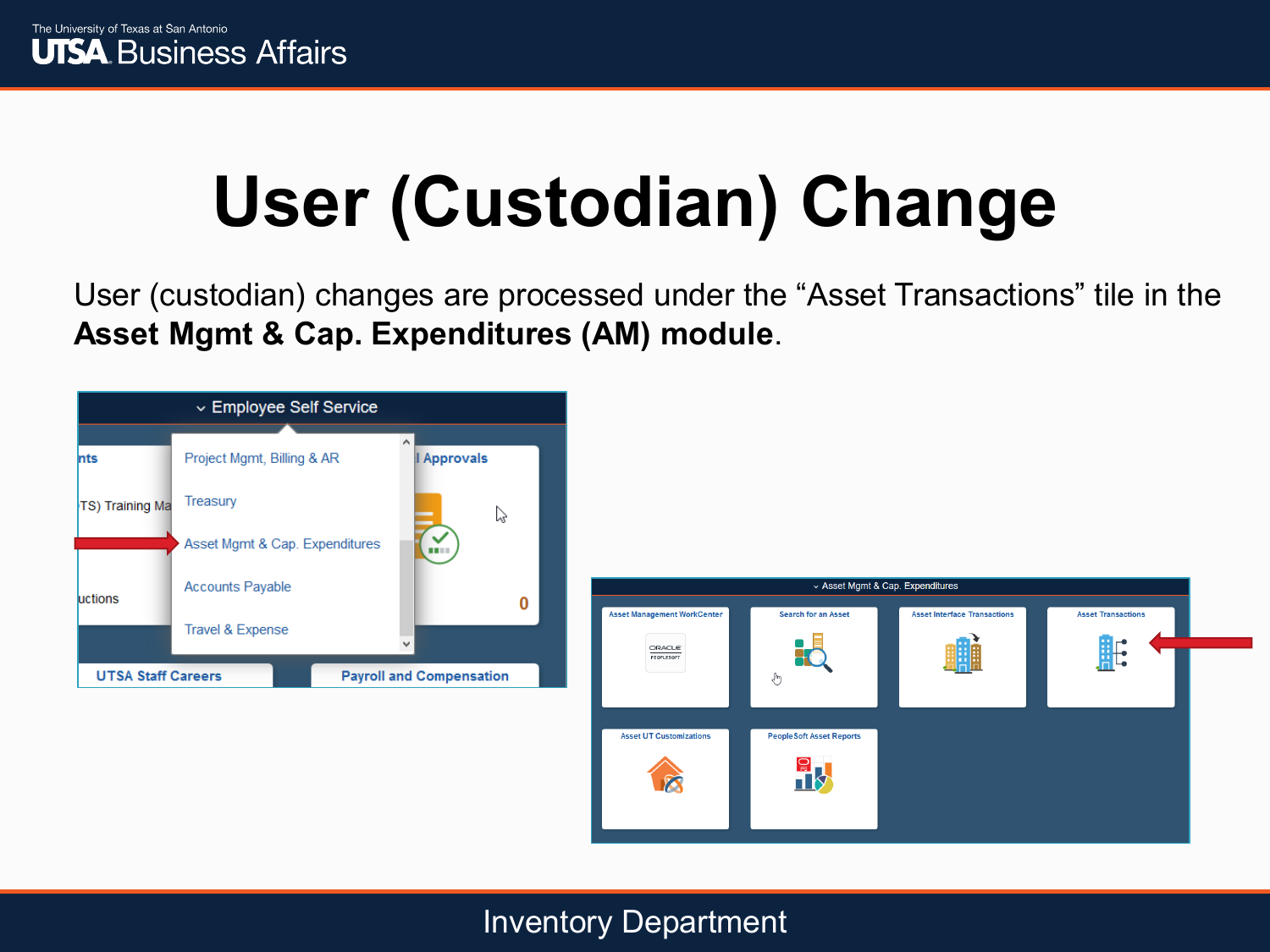# User (Custodian) Change

User (custodian) changes are processed under the “Asset Transactions” tile in the **Asset Mgmt & Cap. Expenditures (AM) module**.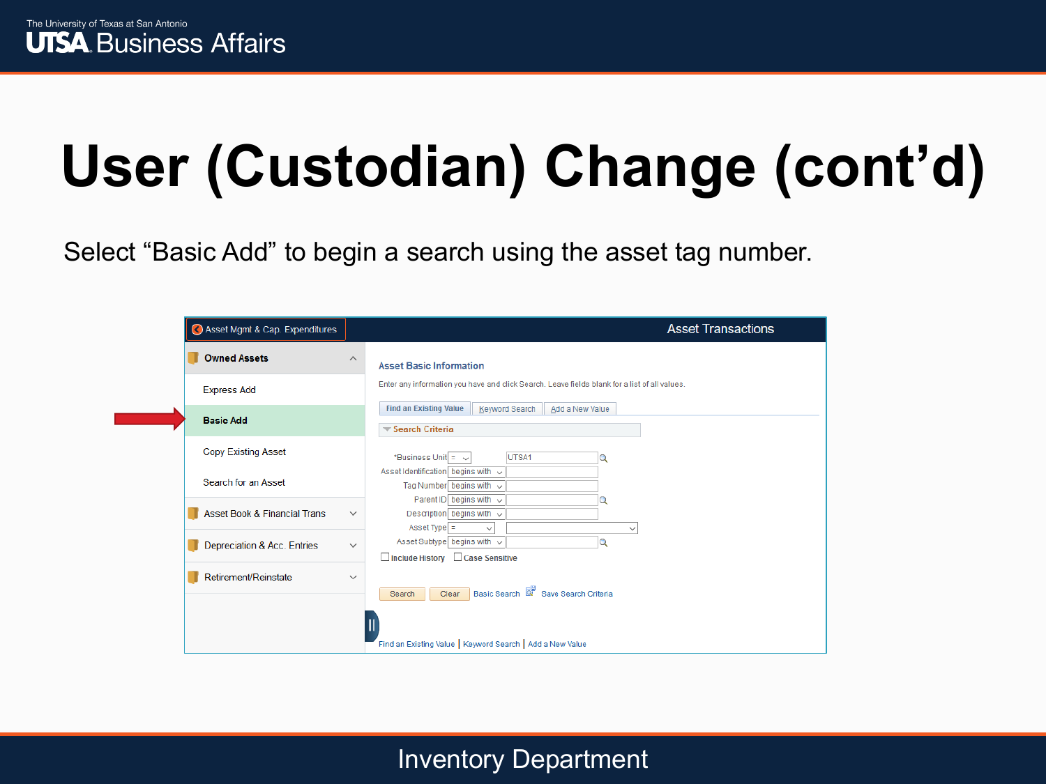# User (Custodian) Change (cont'd)

Select "Basic Add" to begin a search using the asset tag number.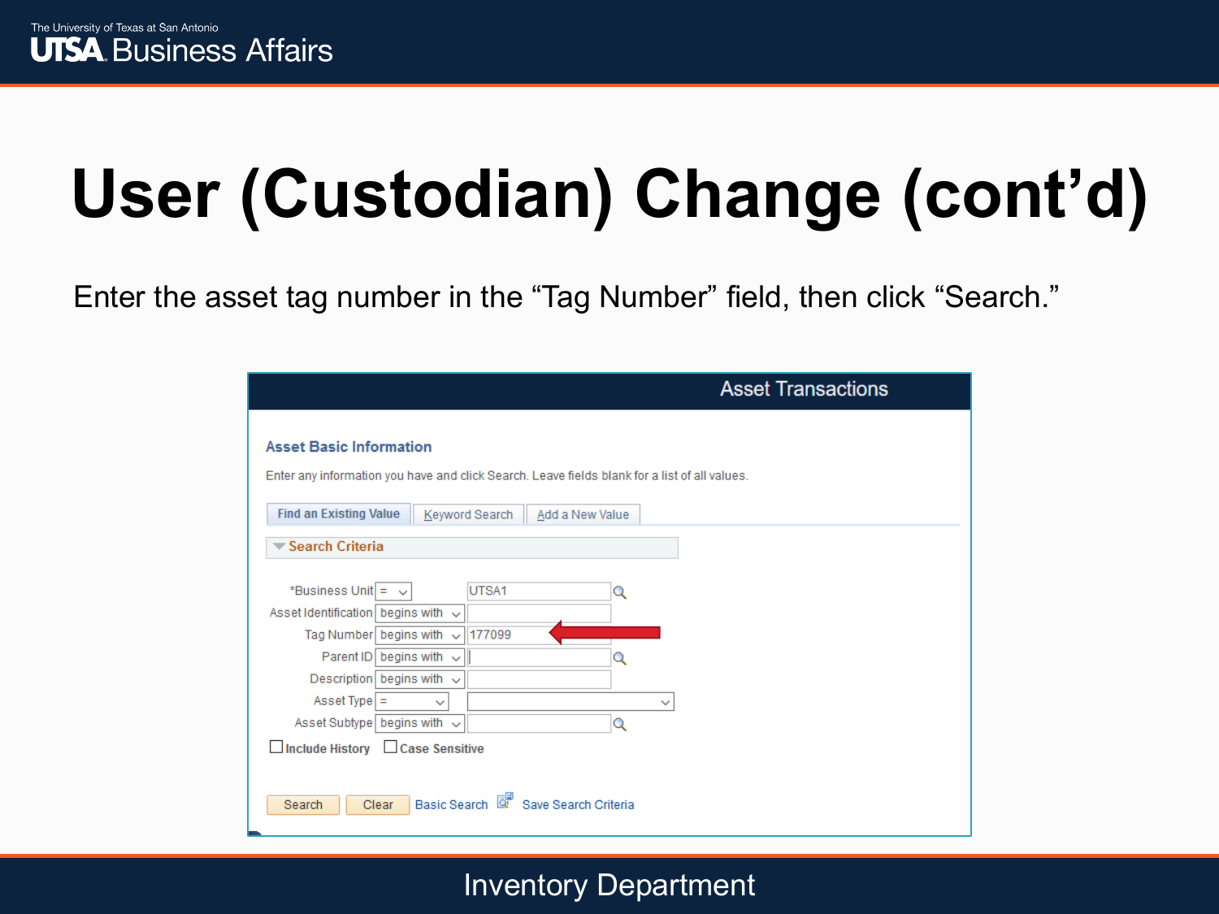# User (Custodian) Change (cont'd)

Enter the asset tag number in the "Tag Number" field, then click "Search."

Asset Transactions

**Asset Basic Information**

Enter any information you have and click Search. Leave fields blank for a list of all values.

Find an Existing Value | Keyword Search | Add a New Value

**Search Criteria**

| Field | Operator | Value |
| --- | --- | --- |
| *Business Unit | = | UTSA1 |
| Asset Identification | begins with | |
| Tag Number | begins with | 177099 |
| Parent ID | begins with | |
| Description | begins with | |
| Asset Type | = | |
| Asset Subtype | begins with | |

☐ Include History ☐ Case Sensitive

Search | Clear | Basic Search | Save Search Criteria

Inventory Department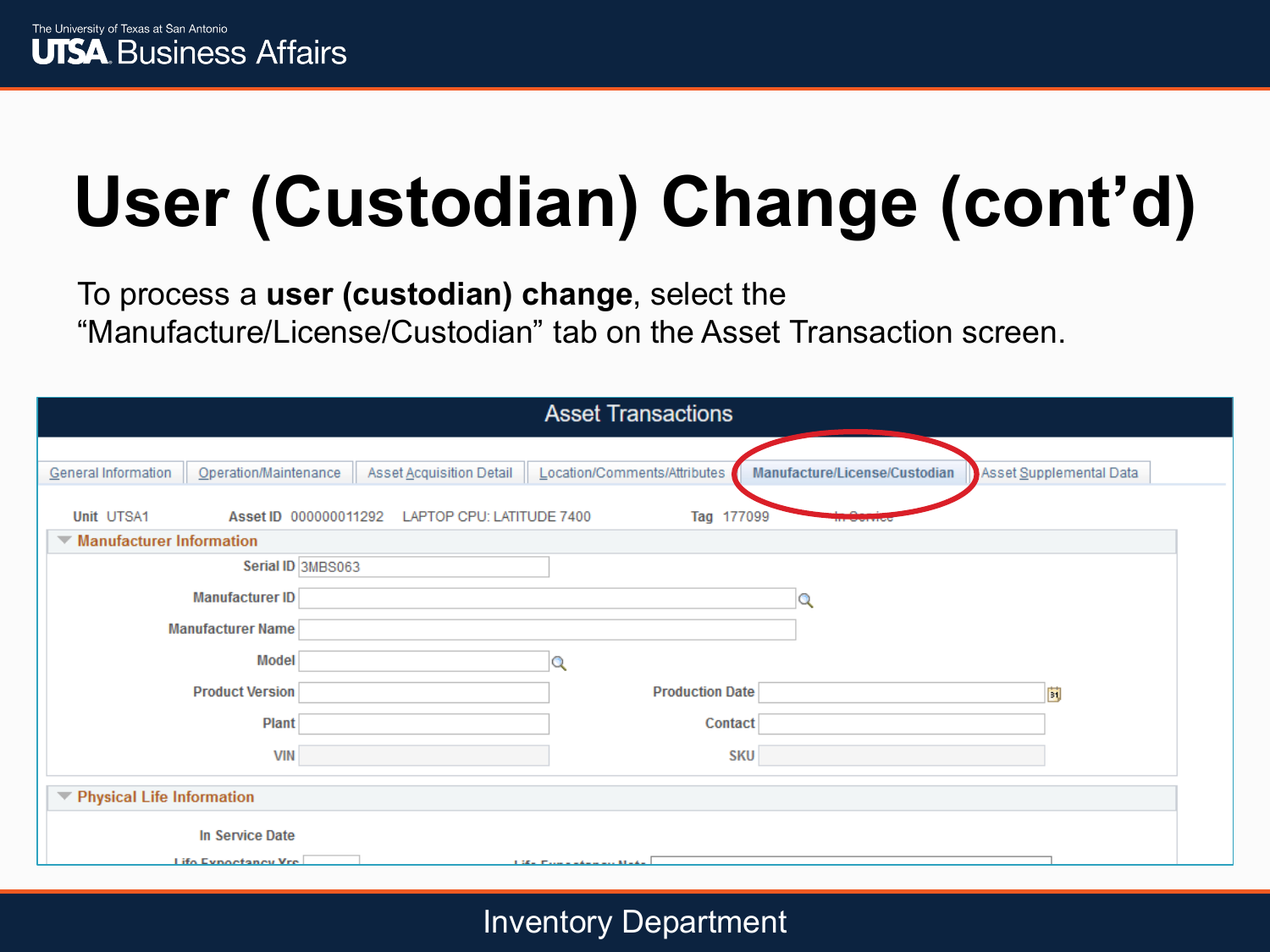# User (Custodian) Change (cont'd)

To process a **user (custodian) change**, select the "Manufacture/License/Custodian" tab on the Asset Transaction screen.

**Asset Transactions**

General Information | Operation/Maintenance | Asset Acquisition Detail | Location/Comments/Attributes | **Manufacture/License/Custodian** | Asset Supplemental Data

Unit UTSA1 Asset ID 000000011292 LAPTOP CPU: LATITUDE 7400 Tag 177099 In Service

**Manufacturer Information**

Serial ID 3MBS063

Manufacturer ID

Manufacturer Name

Model

Product Version

Production Date

Plant

Contact

VIN

SKU

**Physical Life Information**

In Service Date

Life Expectancy Yrs

Life Expectancy Note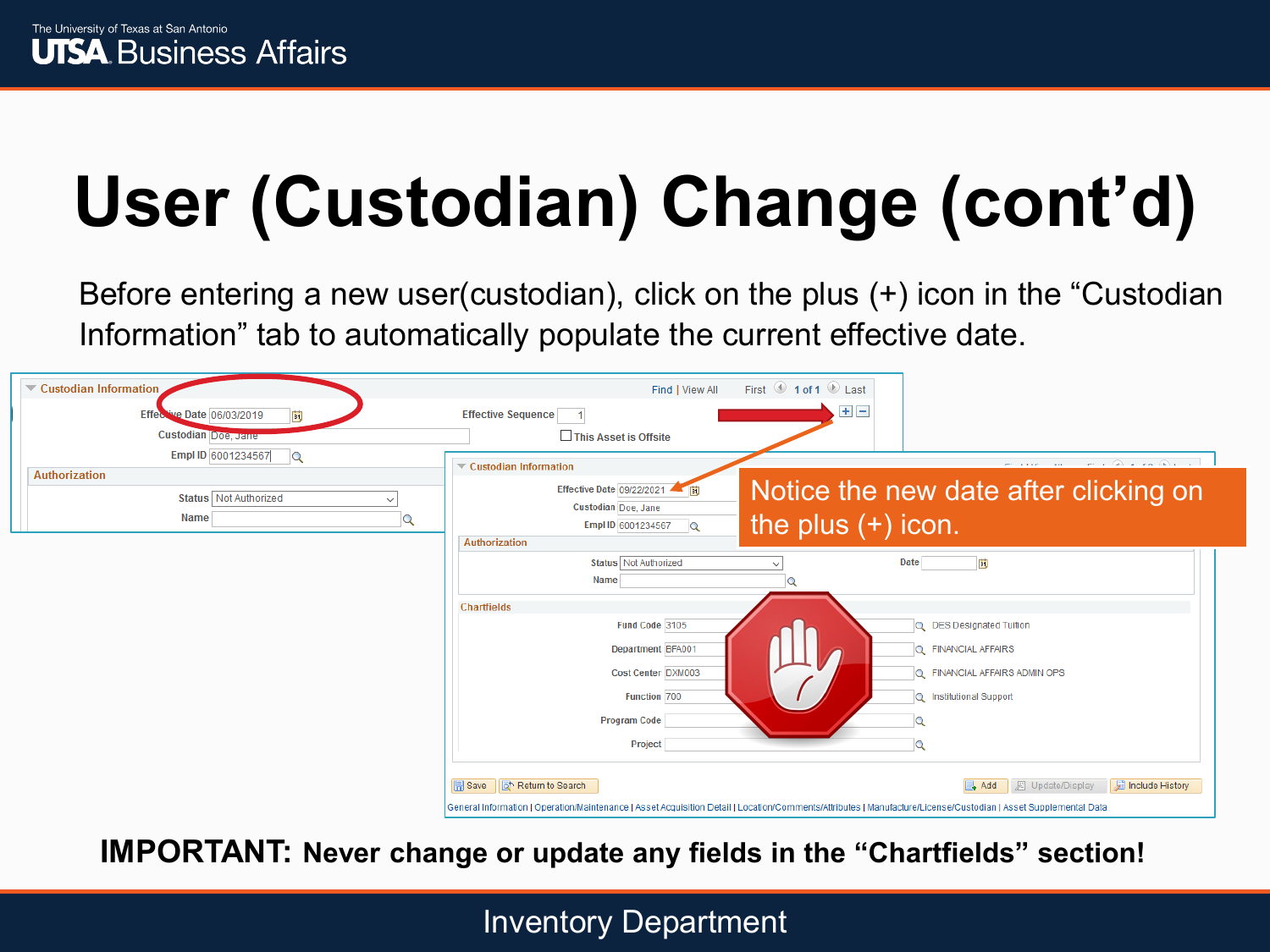# User (Custodian) Change (cont'd)

Before entering a new user(custodian), click on the plus (+) icon in the "Custodian Information" tab to automatically populate the current effective date.

Notice the new date after clicking on the plus (+) icon.

**IMPORTANT: Never change or update any fields in the "Chartfields" section!**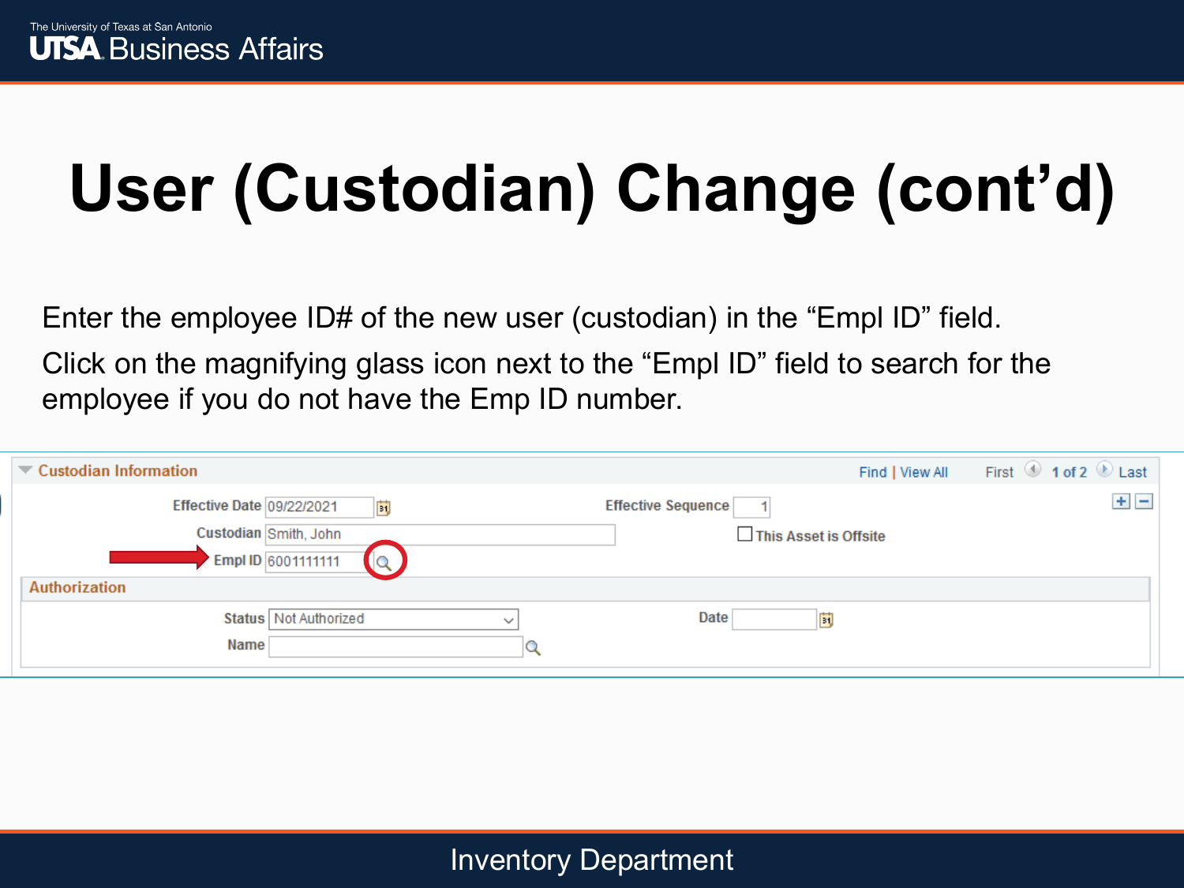# User (Custodian) Change (cont'd)

Enter the employee ID# of the new user (custodian) in the "Empl ID" field.

Click on the magnifying glass icon next to the "Empl ID" field to search for the employee if you do not have the Emp ID number.

**Custodian Information** — Find | View All — First 1 of 2 Last

Effective Date: 09/22/2021

Effective Sequence: 1

Custodian: Smith, John

This Asset is Offsite

Empl ID: 6001111111

**Authorization**

Status: Not Authorized

Date:

Name: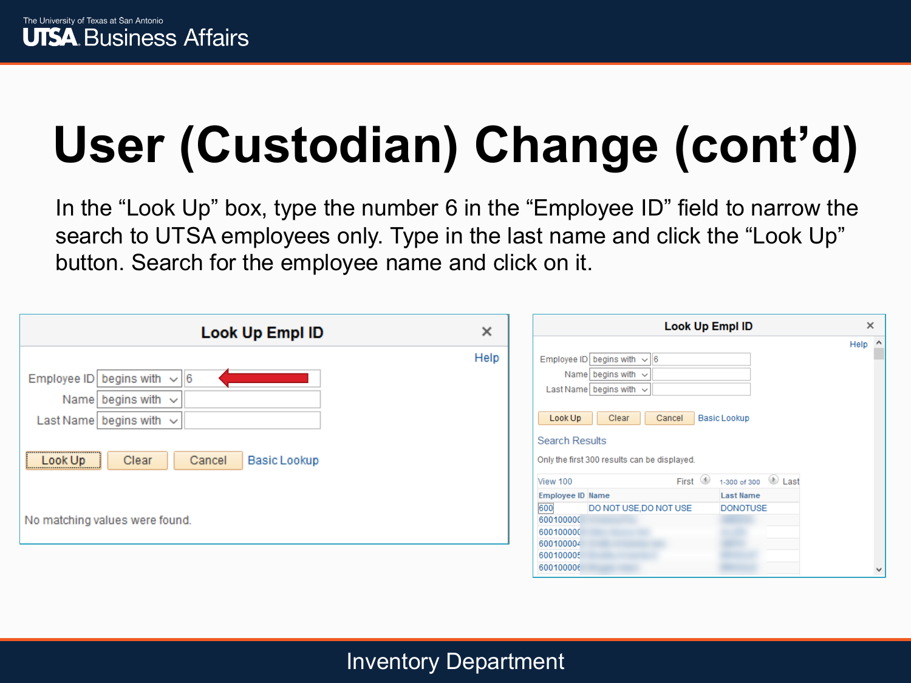# User (Custodian) Change (cont'd)

In the "Look Up" box, type the number 6 in the "Employee ID" field to narrow the search to UTSA employees only. Type in the last name and click the "Look Up" button. Search for the employee name and click on it.

**Look Up Empl ID**

Help

Employee ID: begins with 6

Name: begins with

Last Name: begins with

Look Up | Clear | Cancel | Basic Lookup

No matching values were found.

**Look Up Empl ID**

Help

Employee ID: begins with 6

Name: begins with

Last Name: begins with

Look Up | Clear | Cancel | Basic Lookup

Search Results

Only the first 300 results can be displayed.

View 100 | First | 1-300 of 300 | Last

| Employee ID | Name | Last Name |
|---|---|---|
| 600 | DO NOT USE,DO NOT USE | DONOTUSE |
| 600100000 | | |
| 600100000 | | |
| 600100004 | | |
| 600100005 | | |
| 600100006 | | |

Inventory Department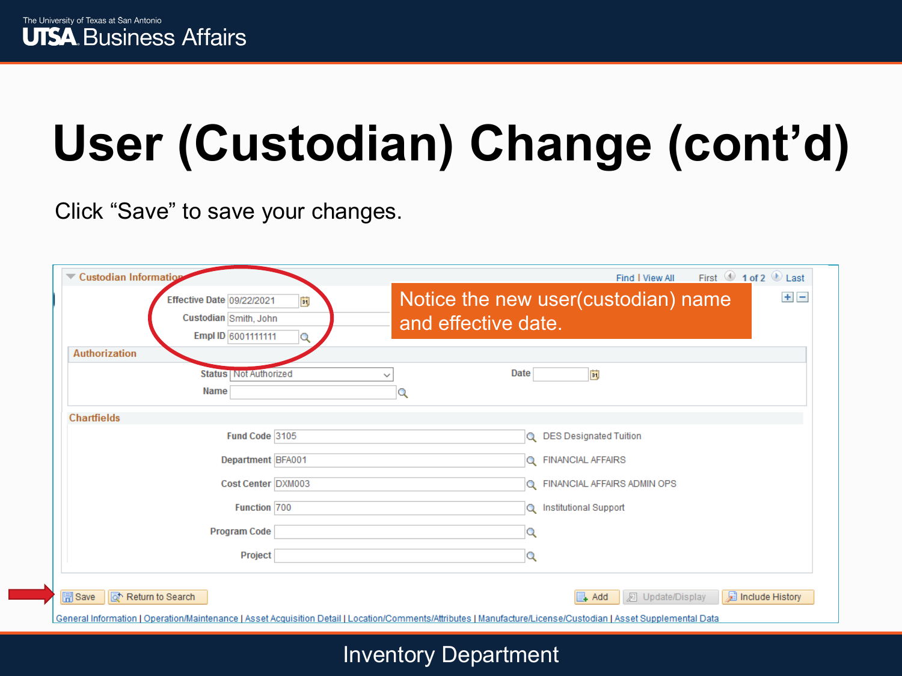# User (Custodian) Change (cont'd)

Click "Save" to save your changes.

**Custodian Information**

Find | View All    First  1 of 2  Last

Effective Date 09/22/2021

Custodian Smith, John

Empl ID 6001111111

Notice the new user(custodian) name and effective date.

**Authorization**

Status Not Authorized    Date

Name

**Chartfields**

| | | |
|---|---|---|
| Fund Code | 3105 | DES Designated Tuition |
| Department | BFA001 | FINANCIAL AFFAIRS |
| Cost Center | DXM003 | FINANCIAL AFFAIRS ADMIN OPS |
| Function | 700 | Institutional Support |
| Program Code | | |
| Project | | |

Save | Return to Search | Add | Update/Display | Include History

General Information | Operation/Maintenance | Asset Acquisition Detail | Location/Comments/Attributes | Manufacture/License/Custodian | Asset Supplemental Data

Inventory Department